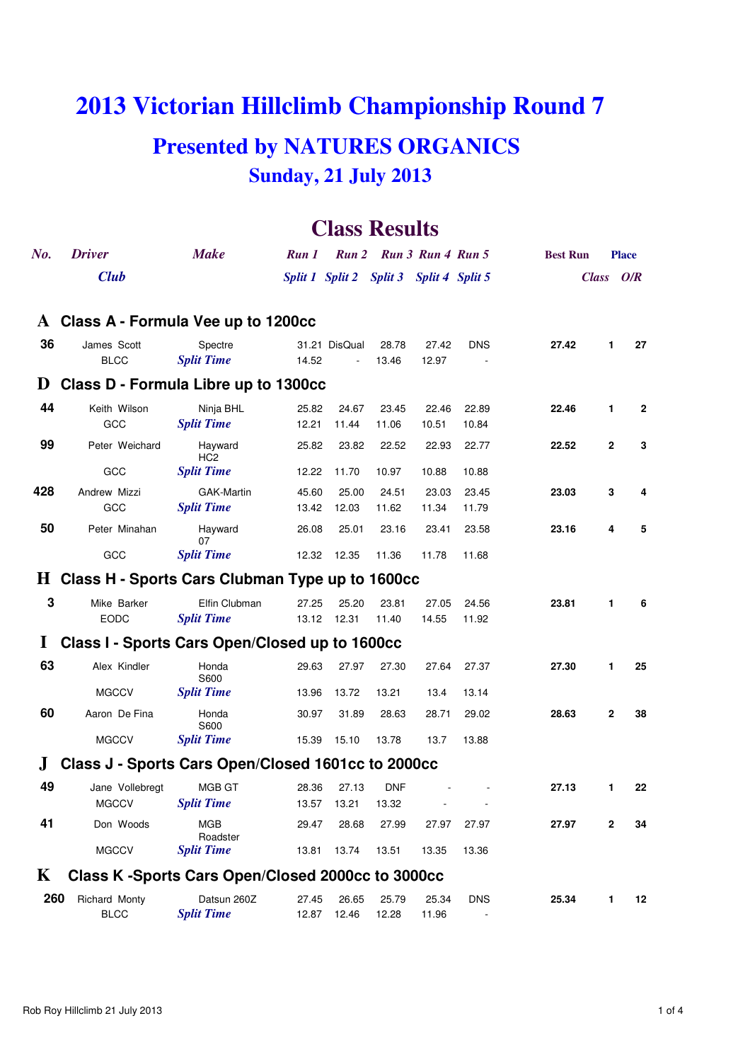# 2013 Victorian Hillclimb Championship Round 7

## Presented by NATURES ORGANICS

### Sunday, 21 July 2013

## Class Results

| No. | Driver / Club | Make | Run 1 / Split 1 | Run 2 / Split 2 | Run 3 / Split 3 | Run 4 / Split 4 | Run 5 / Split 5 | Best Run | Place Class | Place O/R |
|---|---|---|---|---|---|---|---|---|---|---|
| **A** | **Class A - Formula Vee up to 1200cc** | | | | | | | | | |
| **36** | James Scott | Spectre | 31.21 | DisQual | 28.78 | 27.42 | DNS | **27.42** | **1** | **27** |
| | BLCC | *Split Time* | 14.52 | - | 13.46 | 12.97 | - | | | |
| **D** | **Class D - Formula Libre up to 1300cc** | | | | | | | | | |
| **44** | Keith Wilson | Ninja BHL | 25.82 | 24.67 | 23.45 | 22.46 | 22.89 | **22.46** | **1** | **2** |
| | GCC | *Split Time* | 12.21 | 11.44 | 11.06 | 10.51 | 10.84 | | | |
| **99** | Peter Weichard | Hayward HC2 | 25.82 | 23.82 | 22.52 | 22.93 | 22.77 | **22.52** | **2** | **3** |
| | GCC | *Split Time* | 12.22 | 11.70 | 10.97 | 10.88 | 10.88 | | | |
| **428** | Andrew Mizzi | GAK-Martin | 45.60 | 25.00 | 24.51 | 23.03 | 23.45 | **23.03** | **3** | **4** |
| | GCC | *Split Time* | 13.42 | 12.03 | 11.62 | 11.34 | 11.79 | | | |
| **50** | Peter Minahan | Hayward 07 | 26.08 | 25.01 | 23.16 | 23.41 | 23.58 | **23.16** | **4** | **5** |
| | GCC | *Split Time* | 12.32 | 12.35 | 11.36 | 11.78 | 11.68 | | | |
| **H** | **Class H - Sports Cars Clubman Type up to 1600cc** | | | | | | | | | |
| **3** | Mike Barker | Elfin Clubman | 27.25 | 25.20 | 23.81 | 27.05 | 24.56 | **23.81** | **1** | **6** |
| | EODC | *Split Time* | 13.12 | 12.31 | 11.40 | 14.55 | 11.92 | | | |
| **I** | **Class I - Sports Cars Open/Closed up to 1600cc** | | | | | | | | | |
| **63** | Alex Kindler | Honda S600 | 29.63 | 27.97 | 27.30 | 27.64 | 27.37 | **27.30** | **1** | **25** |
| | MGCCV | *Split Time* | 13.96 | 13.72 | 13.21 | 13.4 | 13.14 | | | |
| **60** | Aaron De Fina | Honda S600 | 30.97 | 31.89 | 28.63 | 28.71 | 29.02 | **28.63** | **2** | **38** |
| | MGCCV | *Split Time* | 15.39 | 15.10 | 13.78 | 13.7 | 13.88 | | | |
| **J** | **Class J - Sports Cars Open/Closed 1601cc to 2000cc** | | | | | | | | | |
| **49** | Jane Vollebregt | MGB GT | 28.36 | 27.13 | DNF | - | - | **27.13** | **1** | **22** |
| | MGCCV | *Split Time* | 13.57 | 13.21 | 13.32 | - | - | | | |
| **41** | Don Woods | MGB Roadster | 29.47 | 28.68 | 27.99 | 27.97 | 27.97 | **27.97** | **2** | **34** |
| | MGCCV | *Split Time* | 13.81 | 13.74 | 13.51 | 13.35 | 13.36 | | | |
| **K** | **Class K -Sports Cars Open/Closed 2000cc to 3000cc** | | | | | | | | | |
| **260** | Richard Monty | Datsun 260Z | 27.45 | 26.65 | 25.79 | 25.34 | DNS | **25.34** | **1** | **12** |
| | BLCC | *Split Time* | 12.87 | 12.46 | 12.28 | 11.96 | - | | | |

Rob Roy Hillclimb 21 July 2013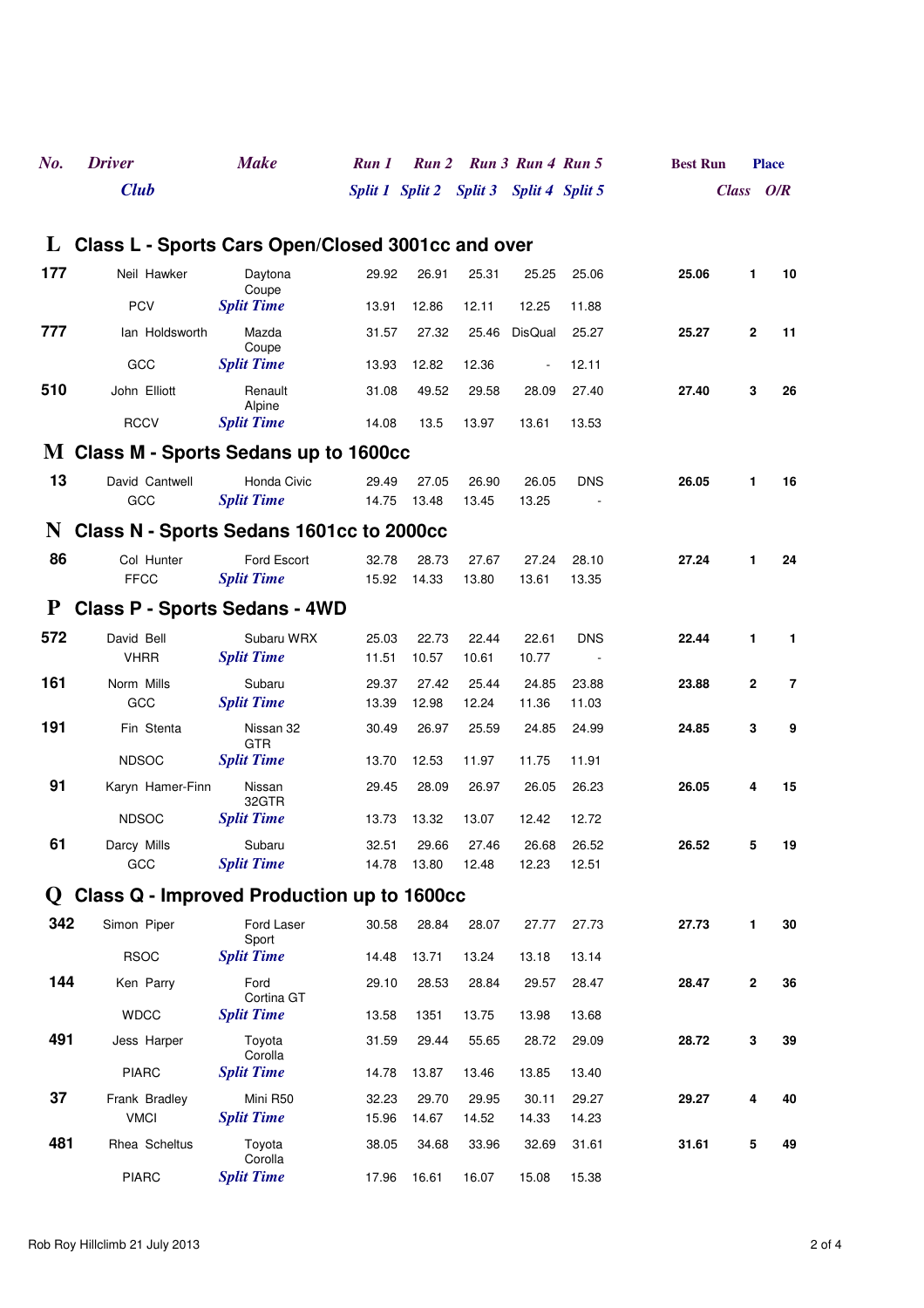| No. | Driver / Club | Make | Run 1 / Split 1 | Run 2 / Split 2 | Run 3 / Split 3 | Run 4 / Split 4 | Run 5 / Split 5 | Best Run | Place Class | Place O/R |
|---|---|---|---|---|---|---|---|---|---|---|

## L Class L - Sports Cars Open/Closed 3001cc and over

| No. | Driver / Club | Make | Run 1 / Split 1 | Run 2 / Split 2 | Run 3 / Split 3 | Run 4 / Split 4 | Run 5 / Split 5 | Best Run | Place Class | Place O/R |
|---|---|---|---|---|---|---|---|---|---|---|
| 177 | Neil Hawker | Daytona Coupe | 29.92 | 26.91 | 25.31 | 25.25 | 25.06 | 25.06 | 1 | 10 |
| | PCV | *Split Time* | 13.91 | 12.86 | 12.11 | 12.25 | 11.88 | | | |
| 777 | Ian Holdsworth | Mazda Coupe | 31.57 | 27.32 | 25.46 | DisQual | 25.27 | 25.27 | 2 | 11 |
| | GCC | *Split Time* | 13.93 | 12.82 | 12.36 | - | 12.11 | | | |
| 510 | John Elliott | Renault Alpine | 31.08 | 49.52 | 29.58 | 28.09 | 27.40 | 27.40 | 3 | 26 |
| | RCCV | *Split Time* | 14.08 | 13.5 | 13.97 | 13.61 | 13.53 | | | |

## M Class M - Sports Sedans up to 1600cc

| No. | Driver / Club | Make | Run 1 / Split 1 | Run 2 / Split 2 | Run 3 / Split 3 | Run 4 / Split 4 | Run 5 / Split 5 | Best Run | Place Class | Place O/R |
|---|---|---|---|---|---|---|---|---|---|---|
| 13 | David Cantwell | Honda Civic | 29.49 | 27.05 | 26.90 | 26.05 | DNS | 26.05 | 1 | 16 |
| | GCC | *Split Time* | 14.75 | 13.48 | 13.45 | 13.25 | - | | | |

## N Class N - Sports Sedans 1601cc to 2000cc

| No. | Driver / Club | Make | Run 1 / Split 1 | Run 2 / Split 2 | Run 3 / Split 3 | Run 4 / Split 4 | Run 5 / Split 5 | Best Run | Place Class | Place O/R |
|---|---|---|---|---|---|---|---|---|---|---|
| 86 | Col Hunter | Ford Escort | 32.78 | 28.73 | 27.67 | 27.24 | 28.10 | 27.24 | 1 | 24 |
| | FFCC | *Split Time* | 15.92 | 14.33 | 13.80 | 13.61 | 13.35 | | | |

## P Class P - Sports Sedans - 4WD

| No. | Driver / Club | Make | Run 1 / Split 1 | Run 2 / Split 2 | Run 3 / Split 3 | Run 4 / Split 4 | Run 5 / Split 5 | Best Run | Place Class | Place O/R |
|---|---|---|---|---|---|---|---|---|---|---|
| 572 | David Bell | Subaru WRX | 25.03 | 22.73 | 22.44 | 22.61 | DNS | 22.44 | 1 | 1 |
| | VHRR | *Split Time* | 11.51 | 10.57 | 10.61 | 10.77 | - | | | |
| 161 | Norm Mills | Subaru | 29.37 | 27.42 | 25.44 | 24.85 | 23.88 | 23.88 | 2 | 7 |
| | GCC | *Split Time* | 13.39 | 12.98 | 12.24 | 11.36 | 11.03 | | | |
| 191 | Fin Stenta | Nissan 32 GTR | 30.49 | 26.97 | 25.59 | 24.85 | 24.99 | 24.85 | 3 | 9 |
| | NDSOC | *Split Time* | 13.70 | 12.53 | 11.97 | 11.75 | 11.91 | | | |
| 91 | Karyn Hamer-Finn | Nissan 32GTR | 29.45 | 28.09 | 26.97 | 26.05 | 26.23 | 26.05 | 4 | 15 |
| | NDSOC | *Split Time* | 13.73 | 13.32 | 13.07 | 12.42 | 12.72 | | | |
| 61 | Darcy Mills | Subaru | 32.51 | 29.66 | 27.46 | 26.68 | 26.52 | 26.52 | 5 | 19 |
| | GCC | *Split Time* | 14.78 | 13.80 | 12.48 | 12.23 | 12.51 | | | |

## Q Class Q - Improved Production up to 1600cc

| No. | Driver / Club | Make | Run 1 / Split 1 | Run 2 / Split 2 | Run 3 / Split 3 | Run 4 / Split 4 | Run 5 / Split 5 | Best Run | Place Class | Place O/R |
|---|---|---|---|---|---|---|---|---|---|---|
| 342 | Simon Piper | Ford Laser Sport | 30.58 | 28.84 | 28.07 | 27.77 | 27.73 | 27.73 | 1 | 30 |
| | RSOC | *Split Time* | 14.48 | 13.71 | 13.24 | 13.18 | 13.14 | | | |
| 144 | Ken Parry | Ford Cortina GT | 29.10 | 28.53 | 28.84 | 29.57 | 28.47 | 28.47 | 2 | 36 |
| | WDCC | *Split Time* | 13.58 | 1351 | 13.75 | 13.98 | 13.68 | | | |
| 491 | Jess Harper | Toyota Corolla | 31.59 | 29.44 | 55.65 | 28.72 | 29.09 | 28.72 | 3 | 39 |
| | PIARC | *Split Time* | 14.78 | 13.87 | 13.46 | 13.85 | 13.40 | | | |
| 37 | Frank Bradley | Mini R50 | 32.23 | 29.70 | 29.95 | 30.11 | 29.27 | 29.27 | 4 | 40 |
| | VMCI | *Split Time* | 15.96 | 14.67 | 14.52 | 14.33 | 14.23 | | | |
| 481 | Rhea Scheltus | Toyota Corolla | 38.05 | 34.68 | 33.96 | 32.69 | 31.61 | 31.61 | 5 | 49 |
| | PIARC | *Split Time* | 17.96 | 16.61 | 16.07 | 15.08 | 15.38 | | | |

Rob Roy Hillclimb 21 July 2013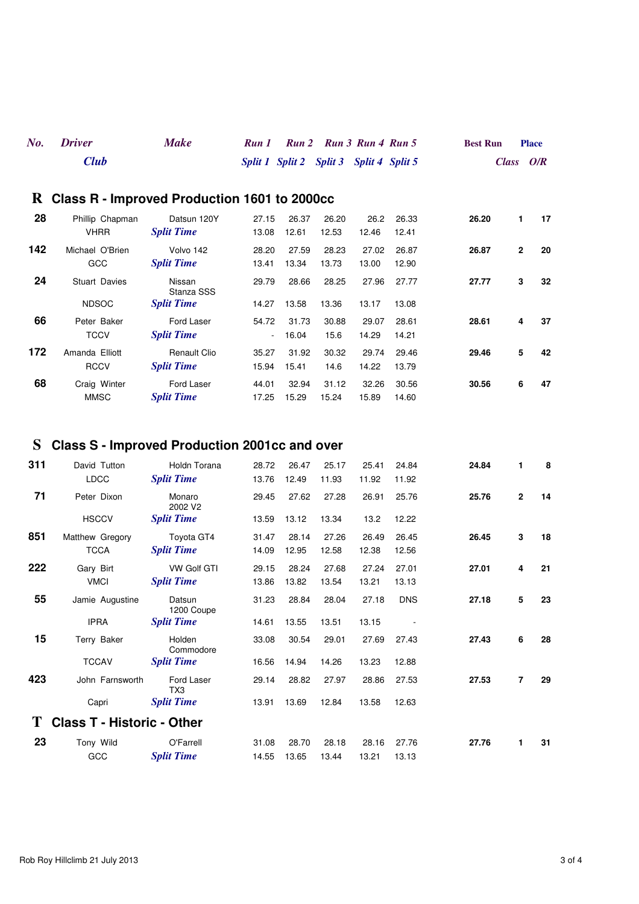| No. | Driver / Club | Make | Run 1 / Split 1 | Run 2 / Split 2 | Run 3 / Split 3 | Run 4 / Split 4 | Run 5 / Split 5 | Best Run | Place Class | Place O/R |
|---|---|---|---|---|---|---|---|---|---|---|

## R Class R - Improved Production 1601 to 2000cc

| No. | Driver / Club | Make | Run 1 / Split 1 | Run 2 / Split 2 | Run 3 / Split 3 | Run 4 / Split 4 | Run 5 / Split 5 | Best Run | Class | O/R |
|---|---|---|---|---|---|---|---|---|---|---|
| 28 | Phillip Chapman | Datsun 120Y | 27.15 | 26.37 | 26.20 | 26.2 | 26.33 | **26.20** | **1** | **17** |
| | VHRR | *Split Time* | 13.08 | 12.61 | 12.53 | 12.46 | 12.41 | | | |
| 142 | Michael O'Brien | Volvo 142 | 28.20 | 27.59 | 28.23 | 27.02 | 26.87 | **26.87** | **2** | **20** |
| | GCC | *Split Time* | 13.41 | 13.34 | 13.73 | 13.00 | 12.90 | | | |
| 24 | Stuart Davies | Nissan Stanza SSS | 29.79 | 28.66 | 28.25 | 27.96 | 27.77 | **27.77** | **3** | **32** |
| | NDSOC | *Split Time* | 14.27 | 13.58 | 13.36 | 13.17 | 13.08 | | | |
| 66 | Peter Baker | Ford Laser | 54.72 | 31.73 | 30.88 | 29.07 | 28.61 | **28.61** | **4** | **37** |
| | TCCV | *Split Time* | - | 16.04 | 15.6 | 14.29 | 14.21 | | | |
| 172 | Amanda Elliott | Renault Clio | 35.27 | 31.92 | 30.32 | 29.74 | 29.46 | **29.46** | **5** | **42** |
| | RCCV | *Split Time* | 15.94 | 15.41 | 14.6 | 14.22 | 13.79 | | | |
| 68 | Craig Winter | Ford Laser | 44.01 | 32.94 | 31.12 | 32.26 | 30.56 | **30.56** | **6** | **47** |
| | MMSC | *Split Time* | 17.25 | 15.29 | 15.24 | 15.89 | 14.60 | | | |

## S Class S - Improved Production 2001cc and over

| No. | Driver / Club | Make | Run 1 / Split 1 | Run 2 / Split 2 | Run 3 / Split 3 | Run 4 / Split 4 | Run 5 / Split 5 | Best Run | Class | O/R |
|---|---|---|---|---|---|---|---|---|---|---|
| 311 | David Tutton | Holdn Torana | 28.72 | 26.47 | 25.17 | 25.41 | 24.84 | **24.84** | **1** | **8** |
| | LDCC | *Split Time* | 13.76 | 12.49 | 11.93 | 11.92 | 11.92 | | | |
| 71 | Peter Dixon | Monaro 2002 V2 | 29.45 | 27.62 | 27.28 | 26.91 | 25.76 | **25.76** | **2** | **14** |
| | HSCCV | *Split Time* | 13.59 | 13.12 | 13.34 | 13.2 | 12.22 | | | |
| 851 | Matthew Gregory | Toyota GT4 | 31.47 | 28.14 | 27.26 | 26.49 | 26.45 | **26.45** | **3** | **18** |
| | TCCA | *Split Time* | 14.09 | 12.95 | 12.58 | 12.38 | 12.56 | | | |
| 222 | Gary Birt | VW Golf GTI | 29.15 | 28.24 | 27.68 | 27.24 | 27.01 | **27.01** | **4** | **21** |
| | VMCI | *Split Time* | 13.86 | 13.82 | 13.54 | 13.21 | 13.13 | | | |
| 55 | Jamie Augustine | Datsun 1200 Coupe | 31.23 | 28.84 | 28.04 | 27.18 | DNS | **27.18** | **5** | **23** |
| | IPRA | *Split Time* | 14.61 | 13.55 | 13.51 | 13.15 | - | | | |
| 15 | Terry Baker | Holden Commodore | 33.08 | 30.54 | 29.01 | 27.69 | 27.43 | **27.43** | **6** | **28** |
| | TCCAV | *Split Time* | 16.56 | 14.94 | 14.26 | 13.23 | 12.88 | | | |
| 423 | John Farnsworth | Ford Laser TX3 | 29.14 | 28.82 | 27.97 | 28.86 | 27.53 | **27.53** | **7** | **29** |
| | Capri | *Split Time* | 13.91 | 13.69 | 12.84 | 13.58 | 12.63 | | | |

## T Class T - Historic - Other

| No. | Driver / Club | Make | Run 1 / Split 1 | Run 2 / Split 2 | Run 3 / Split 3 | Run 4 / Split 4 | Run 5 / Split 5 | Best Run | Class | O/R |
|---|---|---|---|---|---|---|---|---|---|---|
| 23 | Tony Wild | O'Farrell | 31.08 | 28.70 | 28.18 | 28.16 | 27.76 | **27.76** | **1** | **31** |
| | GCC | *Split Time* | 14.55 | 13.65 | 13.44 | 13.21 | 13.13 | | | |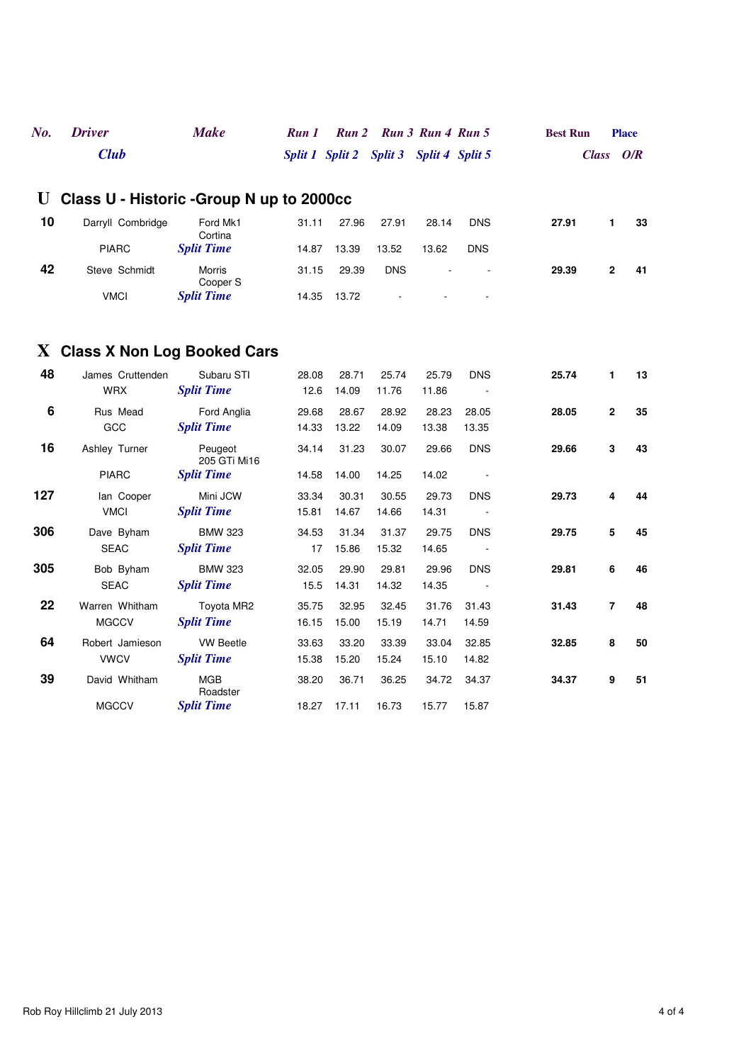| No. | Driver / Club | Make | Run 1 / Split 1 | Run 2 / Split 2 | Run 3 / Split 3 | Run 4 / Split 4 | Run 5 / Split 5 | Best Run | Place Class | Place O/R |
|---|---|---|---|---|---|---|---|---|---|---|

## U Class U - Historic -Group N up to 2000cc

| No. | Driver / Club | Make | Run 1 / Split 1 | Run 2 / Split 2 | Run 3 / Split 3 | Run 4 / Split 4 | Run 5 / Split 5 | Best Run | Class | O/R |
|---|---|---|---|---|---|---|---|---|---|---|
| 10 | Darryll Combridge | Ford Mk1 Cortina | 31.11 | 27.96 | 27.91 | 28.14 | DNS | **27.91** | **1** | **33** |
| | PIARC | *Split Time* | 14.87 | 13.39 | 13.52 | 13.62 | DNS | | | |
| 42 | Steve Schmidt | Morris Cooper S | 31.15 | 29.39 | DNS | - | - | **29.39** | **2** | **41** |
| | VMCI | *Split Time* | 14.35 | 13.72 | - | - | - | | | |

## X Class X Non Log Booked Cars

| No. | Driver / Club | Make | Run 1 / Split 1 | Run 2 / Split 2 | Run 3 / Split 3 | Run 4 / Split 4 | Run 5 / Split 5 | Best Run | Class | O/R |
|---|---|---|---|---|---|---|---|---|---|---|
| 48 | James Cruttenden | Subaru STI | 28.08 | 28.71 | 25.74 | 25.79 | DNS | **25.74** | **1** | **13** |
| | WRX | *Split Time* | 12.6 | 14.09 | 11.76 | 11.86 | - | | | |
| 6 | Rus Mead | Ford Anglia | 29.68 | 28.67 | 28.92 | 28.23 | 28.05 | **28.05** | **2** | **35** |
| | GCC | *Split Time* | 14.33 | 13.22 | 14.09 | 13.38 | 13.35 | | | |
| 16 | Ashley Turner | Peugeot 205 GTi Mi16 | 34.14 | 31.23 | 30.07 | 29.66 | DNS | **29.66** | **3** | **43** |
| | PIARC | *Split Time* | 14.58 | 14.00 | 14.25 | 14.02 | - | | | |
| 127 | Ian Cooper | Mini JCW | 33.34 | 30.31 | 30.55 | 29.73 | DNS | **29.73** | **4** | **44** |
| | VMCI | *Split Time* | 15.81 | 14.67 | 14.66 | 14.31 | - | | | |
| 306 | Dave Byham | BMW 323 | 34.53 | 31.34 | 31.37 | 29.75 | DNS | **29.75** | **5** | **45** |
| | SEAC | *Split Time* | 17 | 15.86 | 15.32 | 14.65 | - | | | |
| 305 | Bob Byham | BMW 323 | 32.05 | 29.90 | 29.81 | 29.96 | DNS | **29.81** | **6** | **46** |
| | SEAC | *Split Time* | 15.5 | 14.31 | 14.32 | 14.35 | - | | | |
| 22 | Warren Whitham | Toyota MR2 | 35.75 | 32.95 | 32.45 | 31.76 | 31.43 | **31.43** | **7** | **48** |
| | MGCCV | *Split Time* | 16.15 | 15.00 | 15.19 | 14.71 | 14.59 | | | |
| 64 | Robert Jamieson | VW Beetle | 33.63 | 33.20 | 33.39 | 33.04 | 32.85 | **32.85** | **8** | **50** |
| | VWCV | *Split Time* | 15.38 | 15.20 | 15.24 | 15.10 | 14.82 | | | |
| 39 | David Whitham | MGB Roadster | 38.20 | 36.71 | 36.25 | 34.72 | 34.37 | **34.37** | **9** | **51** |
| | MGCCV | *Split Time* | 18.27 | 17.11 | 16.73 | 15.77 | 15.87 | | | |

Rob Roy Hillclimb 21 July 2013